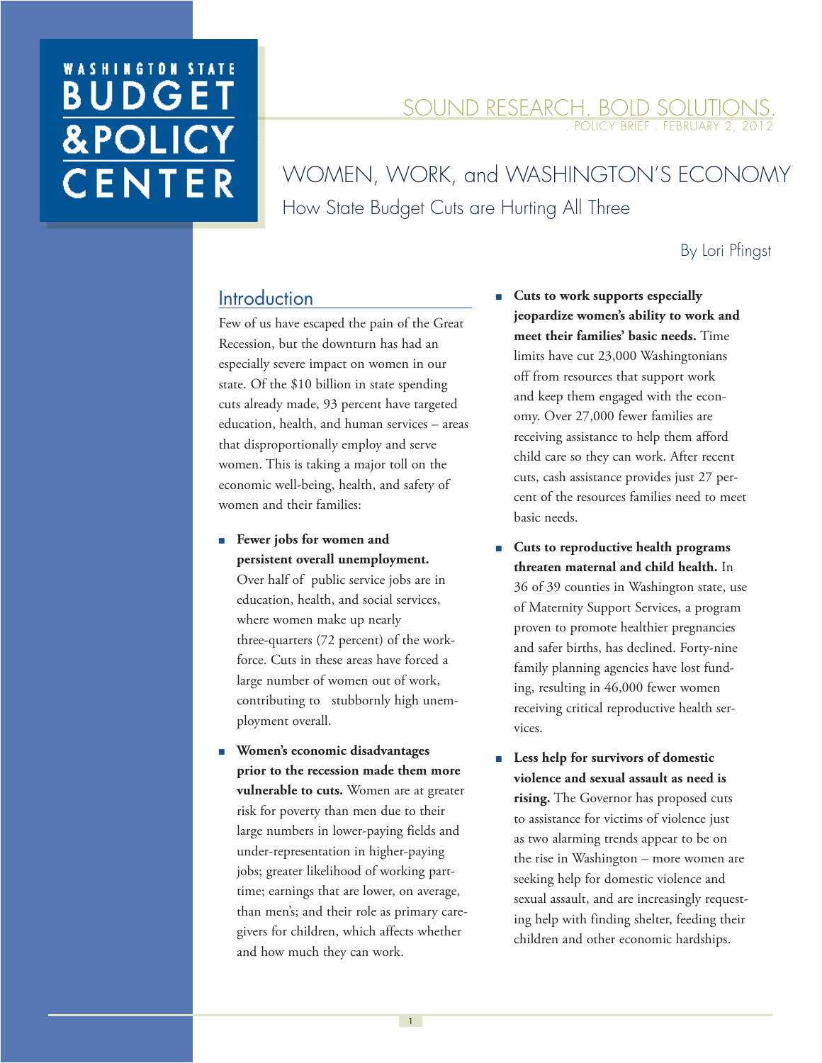WASHINGTON STATE BUDGET & POLICY CENTER

SOUND RESEARCH. BOLD SOLUTIONS.
. POLICY BRIEF . FEBRUARY 2, 2012

# WOMEN, WORK, and WASHINGTON'S ECONOMY

## How State Budget Cuts are Hurting All Three

By Lori Pfingst

## Introduction

Few of us have escaped the pain of the Great Recession, but the downturn has had an especially severe impact on women in our state. Of the $10 billion in state spending cuts already made, 93 percent have targeted education, health, and human services – areas that disproportionally employ and serve women. This is taking a major toll on the economic well-being, health, and safety of women and their families:

- **Fewer jobs for women and persistent overall unemployment.** Over half of public service jobs are in education, health, and social services, where women make up nearly three-quarters (72 percent) of the workforce. Cuts in these areas have forced a large number of women out of work, contributing to stubbornly high unemployment overall.
- **Women's economic disadvantages prior to the recession made them more vulnerable to cuts.** Women are at greater risk for poverty than men due to their large numbers in lower-paying fields and under-representation in higher-paying jobs; greater likelihood of working part-time; earnings that are lower, on average, than men's; and their role as primary caregivers for children, which affects whether and how much they can work.
- **Cuts to work supports especially jeopardize women's ability to work and meet their families' basic needs.** Time limits have cut 23,000 Washingtonians off from resources that support work and keep them engaged with the economy. Over 27,000 fewer families are receiving assistance to help them afford child care so they can work. After recent cuts, cash assistance provides just 27 percent of the resources families need to meet basic needs.
- **Cuts to reproductive health programs threaten maternal and child health.** In 36 of 39 counties in Washington state, use of Maternity Support Services, a program proven to promote healthier pregnancies and safer births, has declined. Forty-nine family planning agencies have lost funding, resulting in 46,000 fewer women receiving critical reproductive health services.
- **Less help for survivors of domestic violence and sexual assault as need is rising.** The Governor has proposed cuts to assistance for victims of violence just as two alarming trends appear to be on the rise in Washington – more women are seeking help for domestic violence and sexual assault, and are increasingly requesting help with finding shelter, feeding their children and other economic hardships.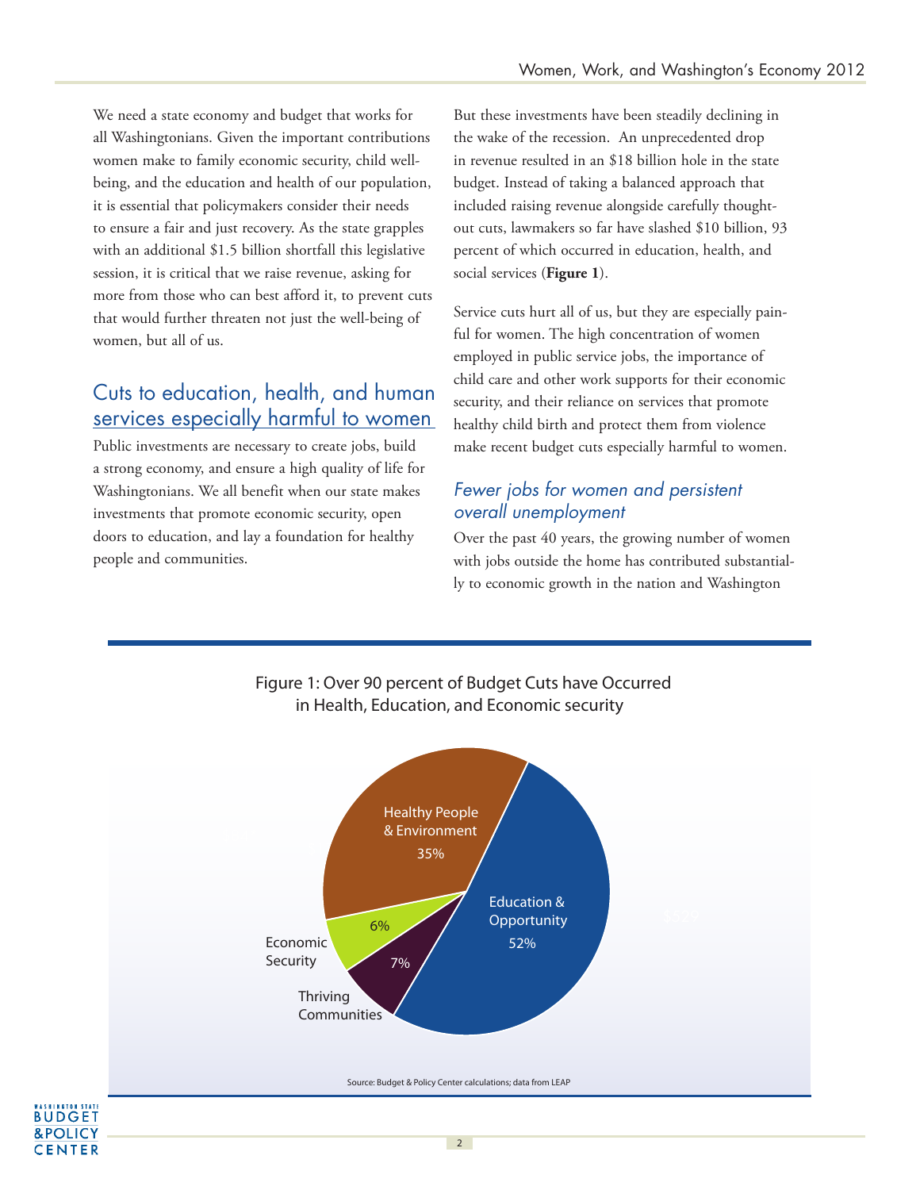We need a state economy and budget that works for all Washingtonians. Given the important contributions women make to family economic security, child well-being, and the education and health of our population, it is essential that policymakers consider their needs to ensure a fair and just recovery. As the state grapples with an additional $1.5 billion shortfall this legislative session, it is critical that we raise revenue, asking for more from those who can best afford it, to prevent cuts that would further threaten not just the well-being of women, but all of us.

## Cuts to education, health, and human services especially harmful to women

Public investments are necessary to create jobs, build a strong economy, and ensure a high quality of life for Washingtonians. We all benefit when our state makes investments that promote economic security, open doors to education, and lay a foundation for healthy people and communities.

But these investments have been steadily declining in the wake of the recession. An unprecedented drop in revenue resulted in an $18 billion hole in the state budget. Instead of taking a balanced approach that included raising revenue alongside carefully thought-out cuts, lawmakers so far have slashed $10 billion, 93 percent of which occurred in education, health, and social services (**Figure 1**).

Service cuts hurt all of us, but they are especially painful for women. The high concentration of women employed in public service jobs, the importance of child care and other work supports for their economic security, and their reliance on services that promote healthy child birth and protect them from violence make recent budget cuts especially harmful to women.

### *Fewer jobs for women and persistent overall unemployment*

Over the past 40 years, the growing number of women with jobs outside the home has contributed substantially to economic growth in the nation and Washington

**Figure 1: Over 90 percent of Budget Cuts have Occurred in Health, Education, and Economic security**

| Category | Share of Cuts |
|---|---|
| Education & Opportunity | 52% |
| Healthy People & Environment | 35% |
| Thriving Communities | 7% |
| Economic Security | 6% |

Source: Budget & Policy Center calculations; data from LEAP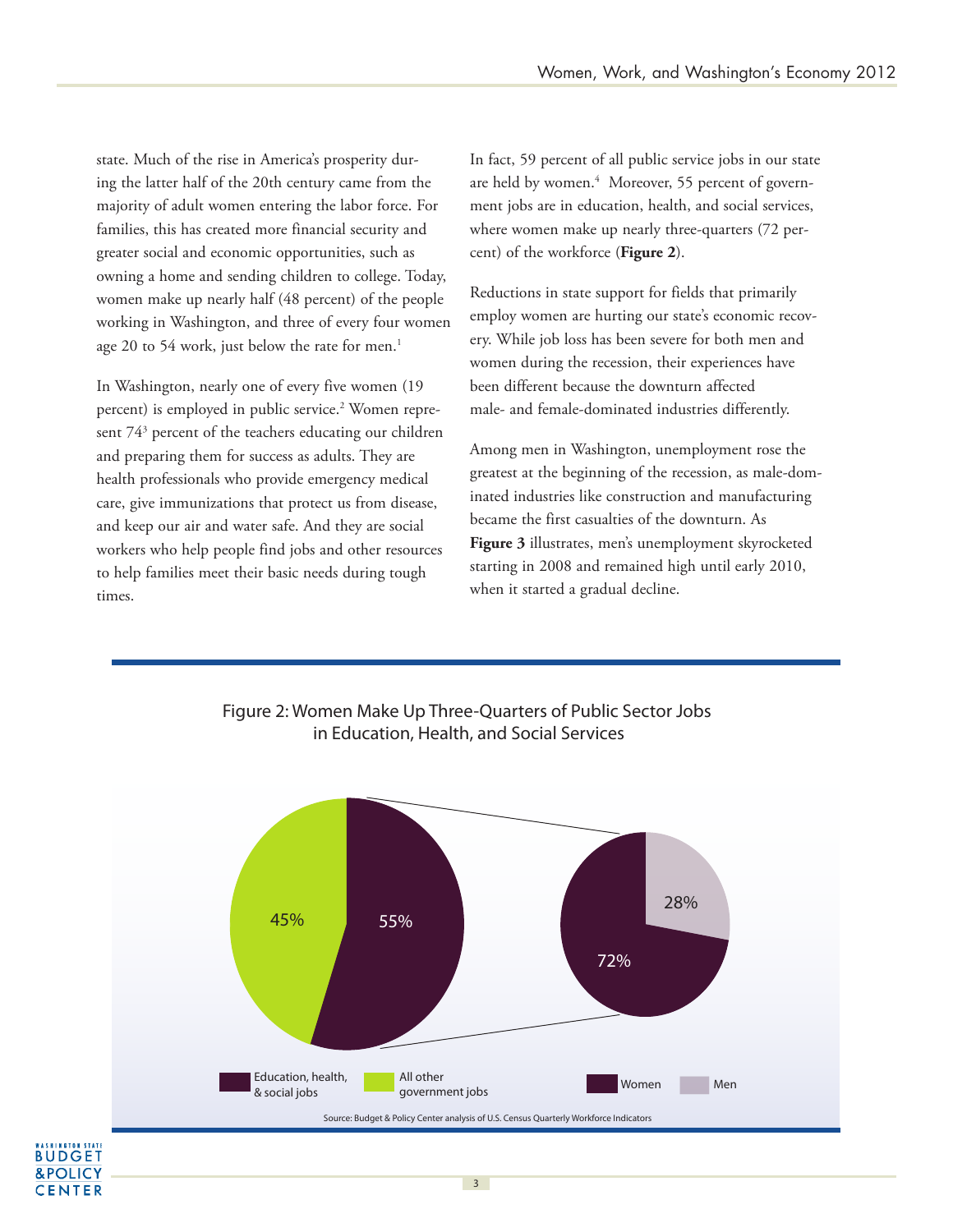state. Much of the rise in America's prosperity during the latter half of the 20th century came from the majority of adult women entering the labor force. For families, this has created more financial security and greater social and economic opportunities, such as owning a home and sending children to college. Today, women make up nearly half (48 percent) of the people working in Washington, and three of every four women age 20 to 54 work, just below the rate for men.[1]

In Washington, nearly one of every five women (19 percent) is employed in public service.[2] Women represent 74[3] percent of the teachers educating our children and preparing them for success as adults. They are health professionals who provide emergency medical care, give immunizations that protect us from disease, and keep our air and water safe. And they are social workers who help people find jobs and other resources to help families meet their basic needs during tough times.

In fact, 59 percent of all public service jobs in our state are held by women.[4] Moreover, 55 percent of government jobs are in education, health, and social services, where women make up nearly three-quarters (72 percent) of the workforce (**Figure 2**).

Reductions in state support for fields that primarily employ women are hurting our state's economic recovery. While job loss has been severe for both men and women during the recession, their experiences have been different because the downturn affected male- and female-dominated industries differently.

Among men in Washington, unemployment rose the greatest at the beginning of the recession, as male-dominated industries like construction and manufacturing became the first casualties of the downturn. As **Figure 3** illustrates, men's unemployment skyrocketed starting in 2008 and remained high until early 2010, when it started a gradual decline.

Figure 2: Women Make Up Three-Quarters of Public Sector Jobs in Education, Health, and Social Services

| Government jobs | Share |
|---|---|
| Education, health, & social jobs | 55% |
| All other government jobs | 45% |

| Education, health, & social jobs | Share |
|---|---|
| Women | 72% |
| Men | 28% |

Source: Budget & Policy Center analysis of U.S. Census Quarterly Workforce Indicators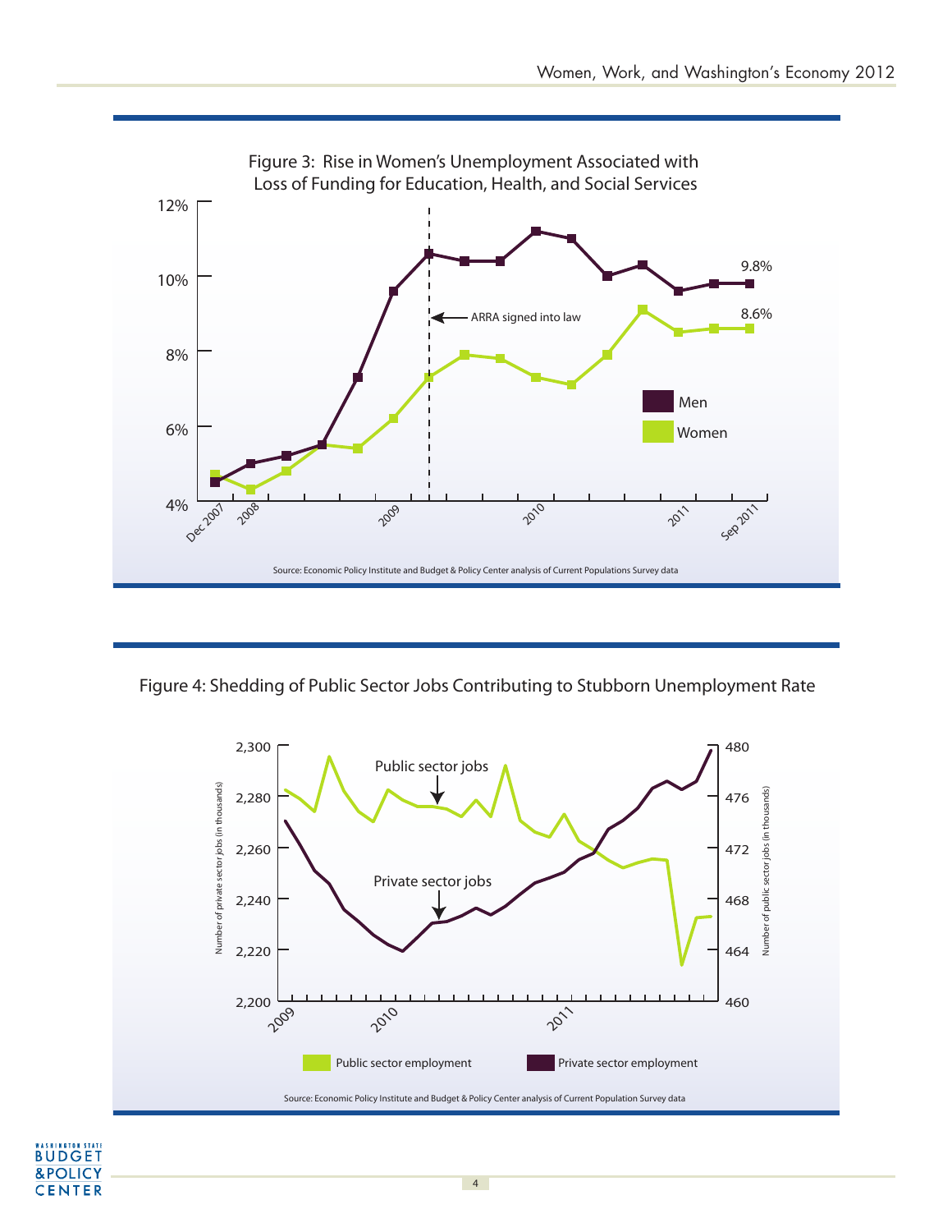Figure 3: Rise in Women's Unemployment Associated with Loss of Funding for Education, Health, and Social Services

Source: Economic Policy Institute and Budget & Policy Center analysis of Current Populations Survey data

Figure 4: Shedding of Public Sector Jobs Contributing to Stubborn Unemployment Rate

Source: Economic Policy Institute and Budget & Policy Center analysis of Current Population Survey data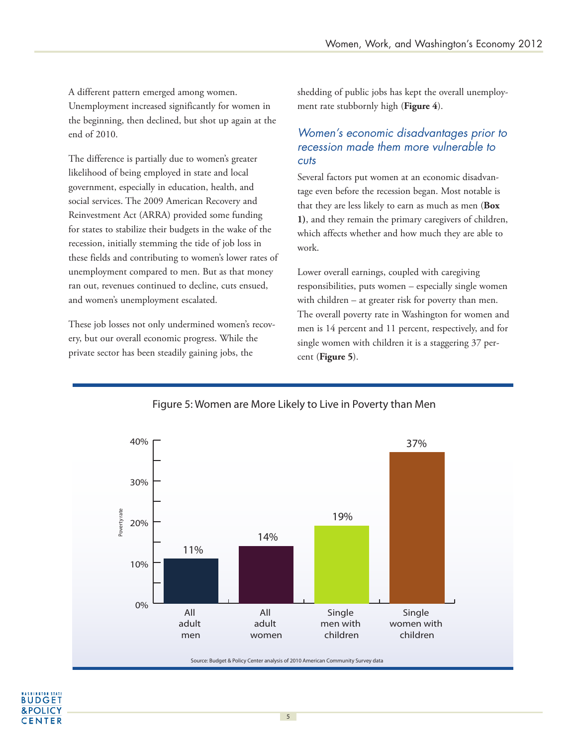A different pattern emerged among women. Unemployment increased significantly for women in the beginning, then declined, but shot up again at the end of 2010.

The difference is partially due to women's greater likelihood of being employed in state and local government, especially in education, health, and social services. The 2009 American Recovery and Reinvestment Act (ARRA) provided some funding for states to stabilize their budgets in the wake of the recession, initially stemming the tide of job loss in these fields and contributing to women's lower rates of unemployment compared to men. But as that money ran out, revenues continued to decline, cuts ensued, and women's unemployment escalated.

These job losses not only undermined women's recovery, but our overall economic progress. While the private sector has been steadily gaining jobs, the shedding of public jobs has kept the overall unemployment rate stubbornly high (**Figure 4**).

## *Women's economic disadvantages prior to recession made them more vulnerable to cuts*

Several factors put women at an economic disadvantage even before the recession began. Most notable is that they are less likely to earn as much as men (**Box 1)**, and they remain the primary caregivers of children, which affects whether and how much they are able to work.

Lower overall earnings, coupled with caregiving responsibilities, puts women – especially single women with children – at greater risk for poverty than men. The overall poverty rate in Washington for women and men is 14 percent and 11 percent, respectively, and for single women with children it is a staggering 37 percent (**Figure 5**).

Figure 5: Women are More Likely to Live in Poverty than Men

| | Poverty rate |
|---|---|
| All adult men | 11% |
| All adult women | 14% |
| Single men with children | 19% |
| Single women with children | 37% |

Source: Budget & Policy Center analysis of 2010 American Community Survey data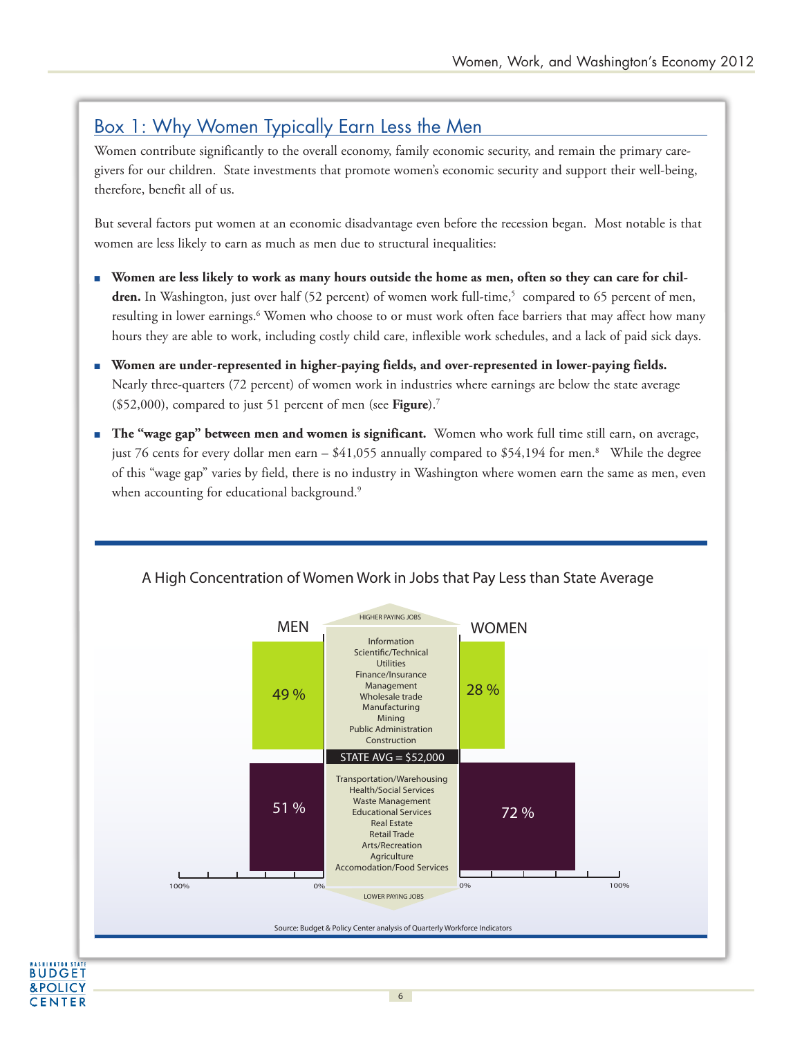## Box 1: Why Women Typically Earn Less the Men

Women contribute significantly to the overall economy, family economic security, and remain the primary caregivers for our children. State investments that promote women's economic security and support their well-being, therefore, benefit all of us.

But several factors put women at an economic disadvantage even before the recession began. Most notable is that women are less likely to earn as much as men due to structural inequalities:

- **Women are less likely to work as many hours outside the home as men, often so they can care for children.** In Washington, just over half (52 percent) of women work full-time,[5] compared to 65 percent of men, resulting in lower earnings.[6] Women who choose to or must work often face barriers that may affect how many hours they are able to work, including costly child care, inflexible work schedules, and a lack of paid sick days.
- **Women are under-represented in higher-paying fields, and over-represented in lower-paying fields.** Nearly three-quarters (72 percent) of women work in industries where earnings are below the state average ($52,000), compared to just 51 percent of men (see **Figure**).[7]
- **The "wage gap" between men and women is significant.** Women who work full time still earn, on average, just 76 cents for every dollar men earn – $41,055 annually compared to $54,194 for men.[8] While the degree of this "wage gap" varies by field, there is no industry in Washington where women earn the same as men, even when accounting for educational background.[9]

### A High Concentration of Women Work in Jobs that Pay Less than State Average

| MEN | HIGHER PAYING JOBS | WOMEN |
|---|---|---|
| 49 % | Information, Scientific/Technical, Utilities, Finance/Insurance, Management, Wholesale trade, Manufacturing, Mining, Public Administration, Construction | 28 % |
| | STATE AVG = $52,000 | |
| 51 % | Transportation/Warehousing, Health/Social Services, Waste Management, Educational Services, Real Estate, Retail Trade, Arts/Recreation, Agriculture, Accomodation/Food Services | 72 % |
| | LOWER PAYING JOBS | |

Source: Budget & Policy Center analysis of Quarterly Workforce Indicators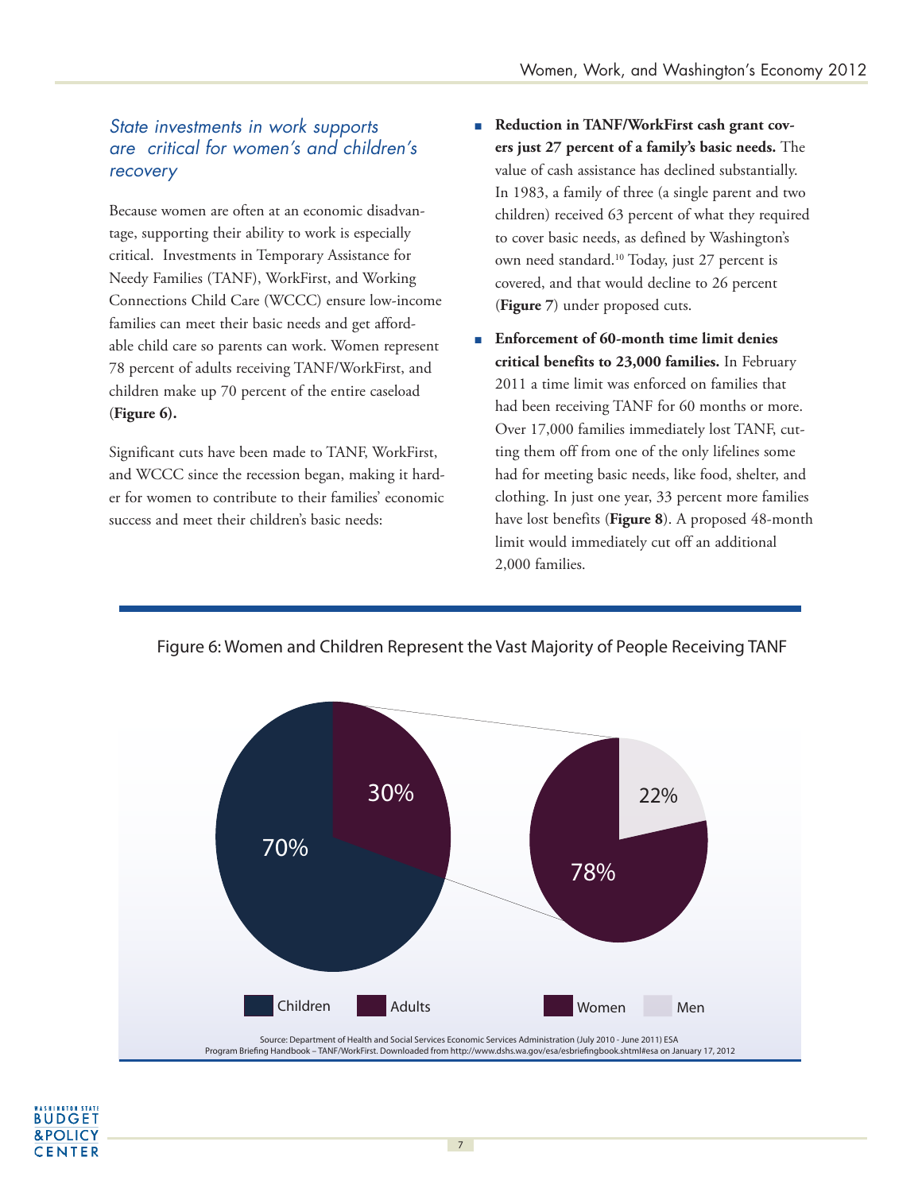### *State investments in work supports are critical for women's and children's recovery*

Because women are often at an economic disadvantage, supporting their ability to work is especially critical. Investments in Temporary Assistance for Needy Families (TANF), WorkFirst, and Working Connections Child Care (WCCC) ensure low-income families can meet their basic needs and get affordable child care so parents can work. Women represent 78 percent of adults receiving TANF/WorkFirst, and children make up 70 percent of the entire caseload (**Figure 6).**

Significant cuts have been made to TANF, WorkFirst, and WCCC since the recession began, making it harder for women to contribute to their families' economic success and meet their children's basic needs:

- **Reduction in TANF/WorkFirst cash grant covers just 27 percent of a family's basic needs.** The value of cash assistance has declined substantially. In 1983, a family of three (a single parent and two children) received 63 percent of what they required to cover basic needs, as defined by Washington's own need standard.[10] Today, just 27 percent is covered, and that would decline to 26 percent (**Figure 7**) under proposed cuts.
- **Enforcement of 60-month time limit denies critical benefits to 23,000 families.** In February 2011 a time limit was enforced on families that had been receiving TANF for 60 months or more. Over 17,000 families immediately lost TANF, cutting them off from one of the only lifelines some had for meeting basic needs, like food, shelter, and clothing. In just one year, 33 percent more families have lost benefits (**Figure 8**). A proposed 48-month limit would immediately cut off an additional 2,000 families.

Figure 6: Women and Children Represent the Vast Majority of People Receiving TANF

| Group | Percent |
|---|---|
| Children | 70% |
| Adults | 30% |

| Adults | Percent |
|---|---|
| Women | 78% |
| Men | 22% |

Source: Department of Health and Social Services Economic Services Administration (July 2010 - June 2011) ESA Program Briefing Handbook – TANF/WorkFirst. Downloaded from http://www.dshs.wa.gov/esa/esbriefingbook.shtml#esa on January 17, 2012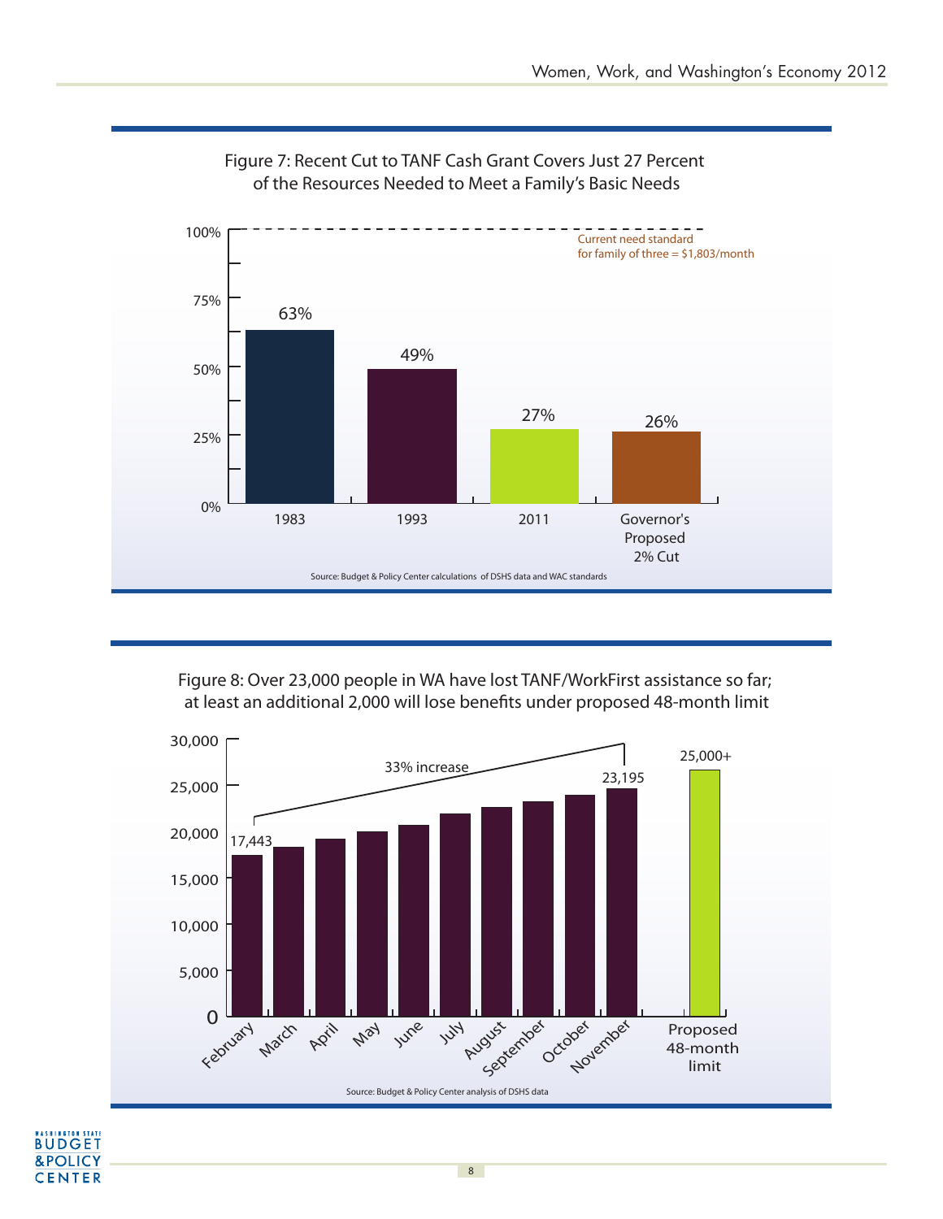Figure 7: Recent Cut to TANF Cash Grant Covers Just 27 Percent of the Resources Needed to Meet a Family's Basic Needs

| Year | Percent of need standard |
|---|---|
| 1983 | 63% |
| 1993 | 49% |
| 2011 | 27% |
| Governor's Proposed 2% Cut | 26% |

Current need standard for family of three = $1,803/month

Source: Budget & Policy Center calculations of DSHS data and WAC standards

Figure 8: Over 23,000 people in WA have lost TANF/WorkFirst assistance so far; at least an additional 2,000 will lose benefits under proposed 48-month limit

| Month | People |
|---|---|
| February | 17,443 |
| November | 23,195 |
| Proposed 48-month limit | 25,000+ |

33% increase (February to November)

Source: Budget & Policy Center analysis of DSHS data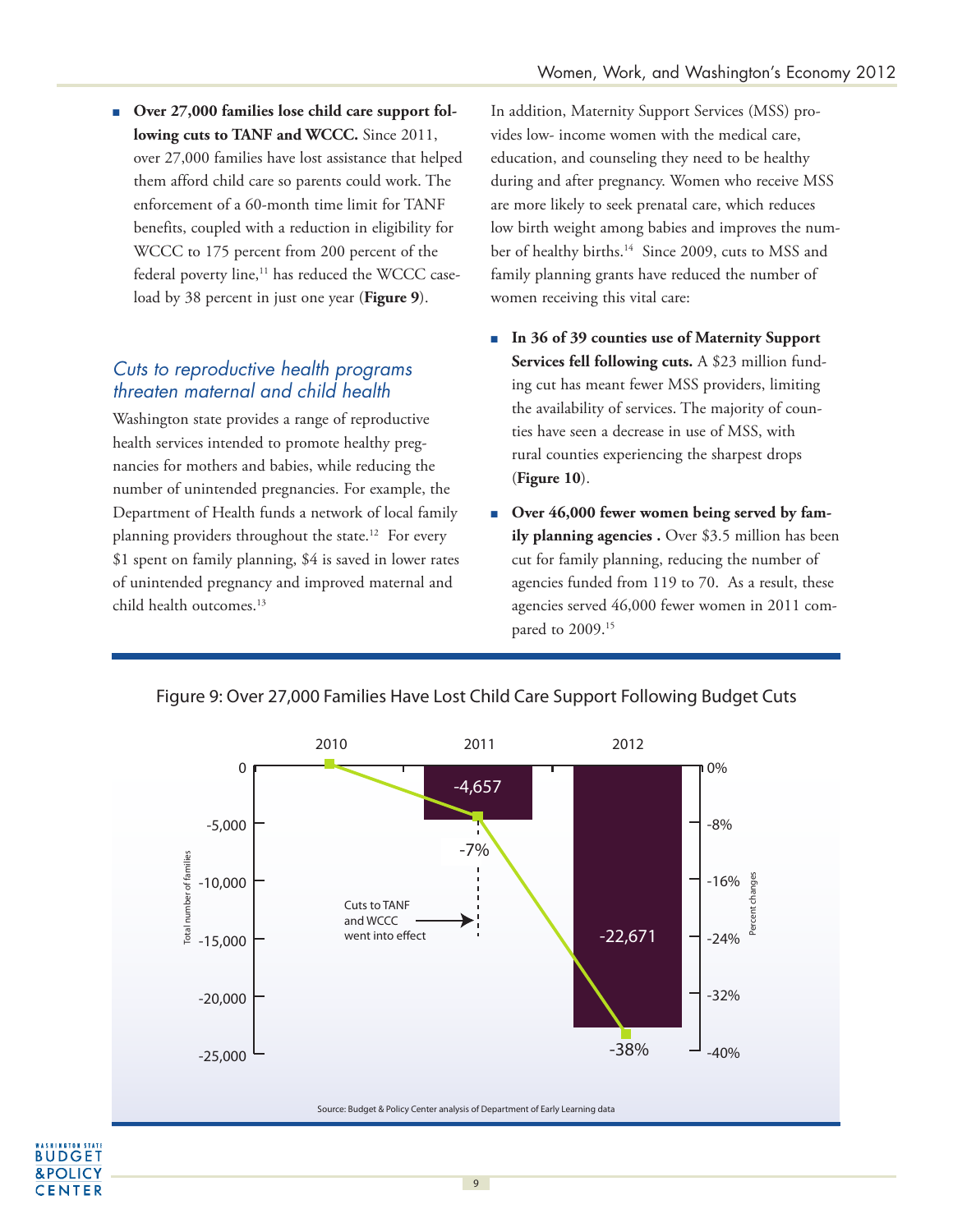- **Over 27,000 families lose child care support following cuts to TANF and WCCC.** Since 2011, over 27,000 families have lost assistance that helped them afford child care so parents could work. The enforcement of a 60-month time limit for TANF benefits, coupled with a reduction in eligibility for WCCC to 175 percent from 200 percent of the federal poverty line,[11] has reduced the WCCC caseload by 38 percent in just one year (**Figure 9**).

## *Cuts to reproductive health programs threaten maternal and child health*

Washington state provides a range of reproductive health services intended to promote healthy pregnancies for mothers and babies, while reducing the number of unintended pregnancies. For example, the Department of Health funds a network of local family planning providers throughout the state.[12] For every $1 spent on family planning, $4 is saved in lower rates of unintended pregnancy and improved maternal and child health outcomes.[13]

In addition, Maternity Support Services (MSS) provides low- income women with the medical care, education, and counseling they need to be healthy during and after pregnancy. Women who receive MSS are more likely to seek prenatal care, which reduces low birth weight among babies and improves the number of healthy births.[14] Since 2009, cuts to MSS and family planning grants have reduced the number of women receiving this vital care:

- **In 36 of 39 counties use of Maternity Support Services fell following cuts.** A $23 million funding cut has meant fewer MSS providers, limiting the availability of services. The majority of counties have seen a decrease in use of MSS, with rural counties experiencing the sharpest drops (**Figure 10**).
- **Over 46,000 fewer women being served by family planning agencies .** Over $3.5 million has been cut for family planning, reducing the number of agencies funded from 119 to 70. As a result, these agencies served 46,000 fewer women in 2011 compared to 2009.[15]

Figure 9: Over 27,000 Families Have Lost Child Care Support Following Budget Cuts

| Year | Total number of families (change) | Percent change |
|---|---|---|
| 2010 | 0 | 0% |
| 2011 | -4,657 | -7% |
| 2012 | -22,671 | -38% |

Cuts to TANF and WCCC went into effect (2011)

Source: Budget & Policy Center analysis of Department of Early Learning data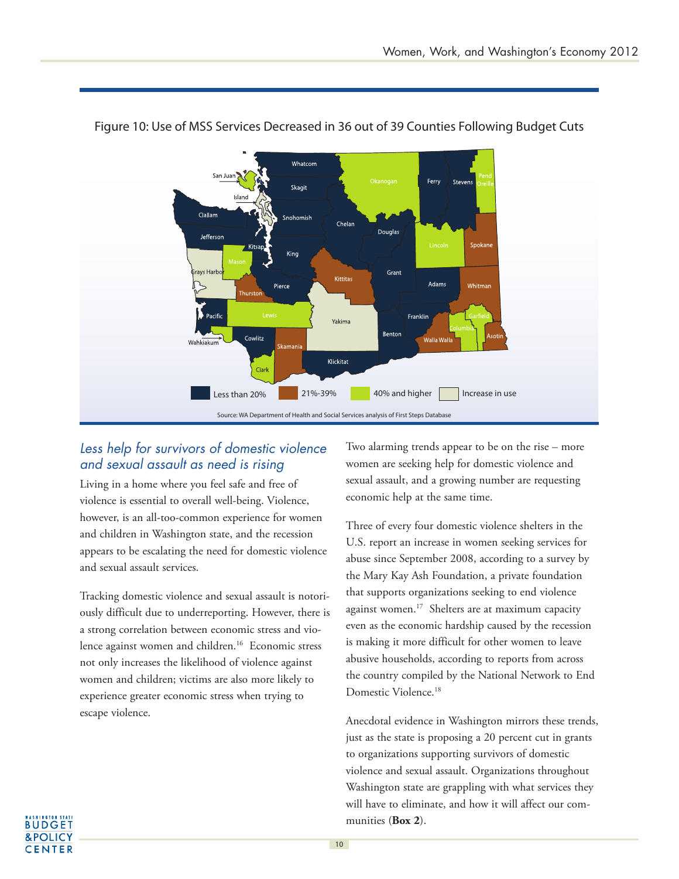Figure 10: Use of MSS Services Decreased in 36 out of 39 Counties Following Budget Cuts

Source: WA Department of Health and Social Services analysis of First Steps Database

## *Less help for survivors of domestic violence and sexual assault as need is rising*

Living in a home where you feel safe and free of violence is essential to overall well-being. Violence, however, is an all-too-common experience for women and children in Washington state, and the recession appears to be escalating the need for domestic violence and sexual assault services.

Tracking domestic violence and sexual assault is notoriously difficult due to underreporting. However, there is a strong correlation between economic stress and violence against women and children.[16] Economic stress not only increases the likelihood of violence against women and children; victims are also more likely to experience greater economic stress when trying to escape violence.

Two alarming trends appear to be on the rise – more women are seeking help for domestic violence and sexual assault, and a growing number are requesting economic help at the same time.

Three of every four domestic violence shelters in the U.S. report an increase in women seeking services for abuse since September 2008, according to a survey by the Mary Kay Ash Foundation, a private foundation that supports organizations seeking to end violence against women.[17] Shelters are at maximum capacity even as the economic hardship caused by the recession is making it more difficult for other women to leave abusive households, according to reports from across the country compiled by the National Network to End Domestic Violence.[18]

Anecdotal evidence in Washington mirrors these trends, just as the state is proposing a 20 percent cut in grants to organizations supporting survivors of domestic violence and sexual assault. Organizations throughout Washington state are grappling with what services they will have to eliminate, and how it will affect our communities (**Box 2**).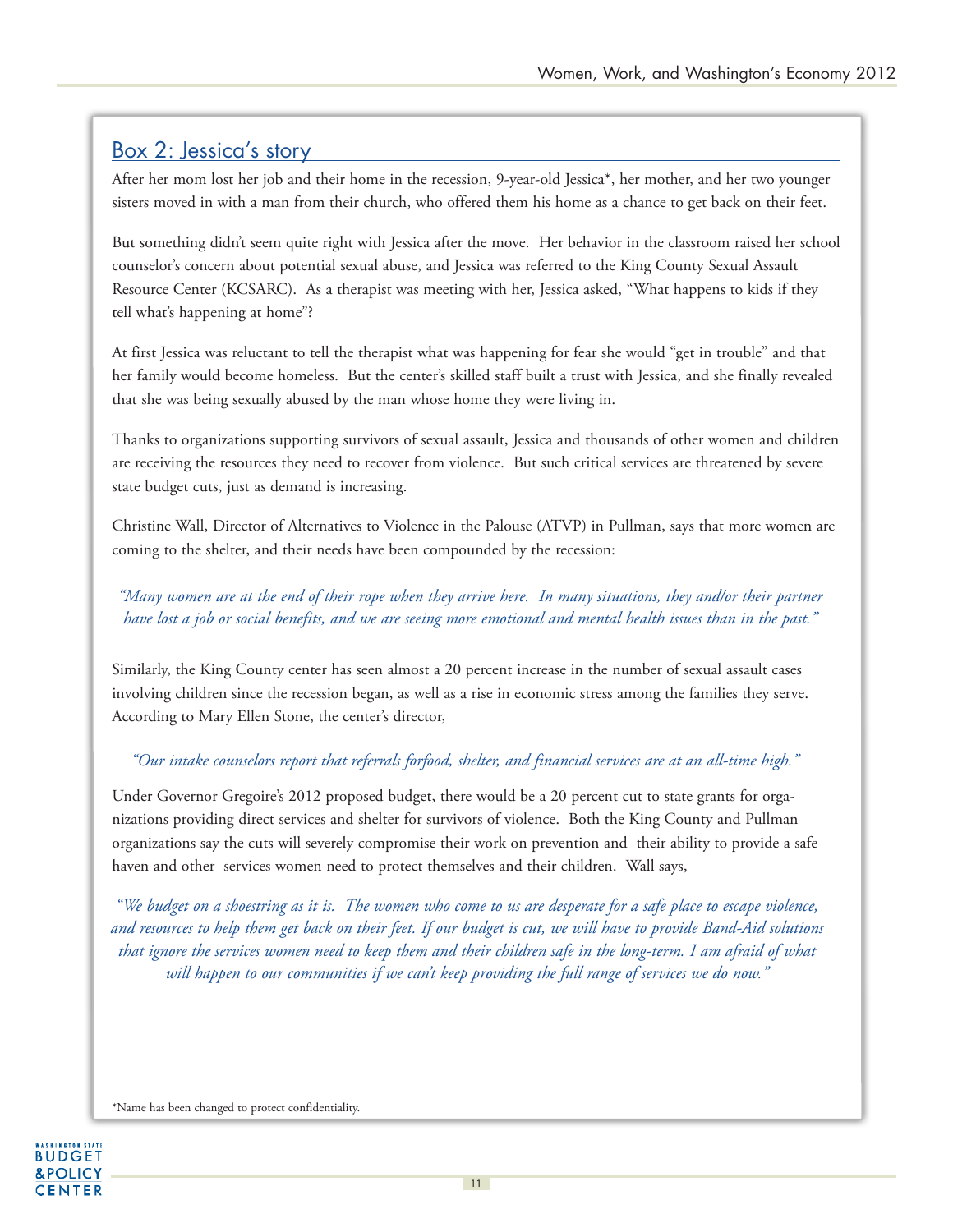## Box 2: Jessica's story

After her mom lost her job and their home in the recession, 9-year-old Jessica*, her mother, and her two younger sisters moved in with a man from their church, who offered them his home as a chance to get back on their feet.

But something didn't seem quite right with Jessica after the move. Her behavior in the classroom raised her school counselor's concern about potential sexual abuse, and Jessica was referred to the King County Sexual Assault Resource Center (KCSARC). As a therapist was meeting with her, Jessica asked, "What happens to kids if they tell what's happening at home"?

At first Jessica was reluctant to tell the therapist what was happening for fear she would "get in trouble" and that her family would become homeless. But the center's skilled staff built a trust with Jessica, and she finally revealed that she was being sexually abused by the man whose home they were living in.

Thanks to organizations supporting survivors of sexual assault, Jessica and thousands of other women and children are receiving the resources they need to recover from violence. But such critical services are threatened by severe state budget cuts, just as demand is increasing.

Christine Wall, Director of Alternatives to Violence in the Palouse (ATVP) in Pullman, says that more women are coming to the shelter, and their needs have been compounded by the recession:

*"Many women are at the end of their rope when they arrive here. In many situations, they and/or their partner have lost a job or social benefits, and we are seeing more emotional and mental health issues than in the past."*

Similarly, the King County center has seen almost a 20 percent increase in the number of sexual assault cases involving children since the recession began, as well as a rise in economic stress among the families they serve. According to Mary Ellen Stone, the center's director,

*"Our intake counselors report that referrals forfood, shelter, and financial services are at an all-time high."*

Under Governor Gregoire's 2012 proposed budget, there would be a 20 percent cut to state grants for organizations providing direct services and shelter for survivors of violence. Both the King County and Pullman organizations say the cuts will severely compromise their work on prevention and their ability to provide a safe haven and other services women need to protect themselves and their children. Wall says,

*"We budget on a shoestring as it is. The women who come to us are desperate for a safe place to escape violence, and resources to help them get back on their feet. If our budget is cut, we will have to provide Band-Aid solutions that ignore the services women need to keep them and their children safe in the long-term. I am afraid of what will happen to our communities if we can't keep providing the full range of services we do now."*

*Name has been changed to protect confidentiality.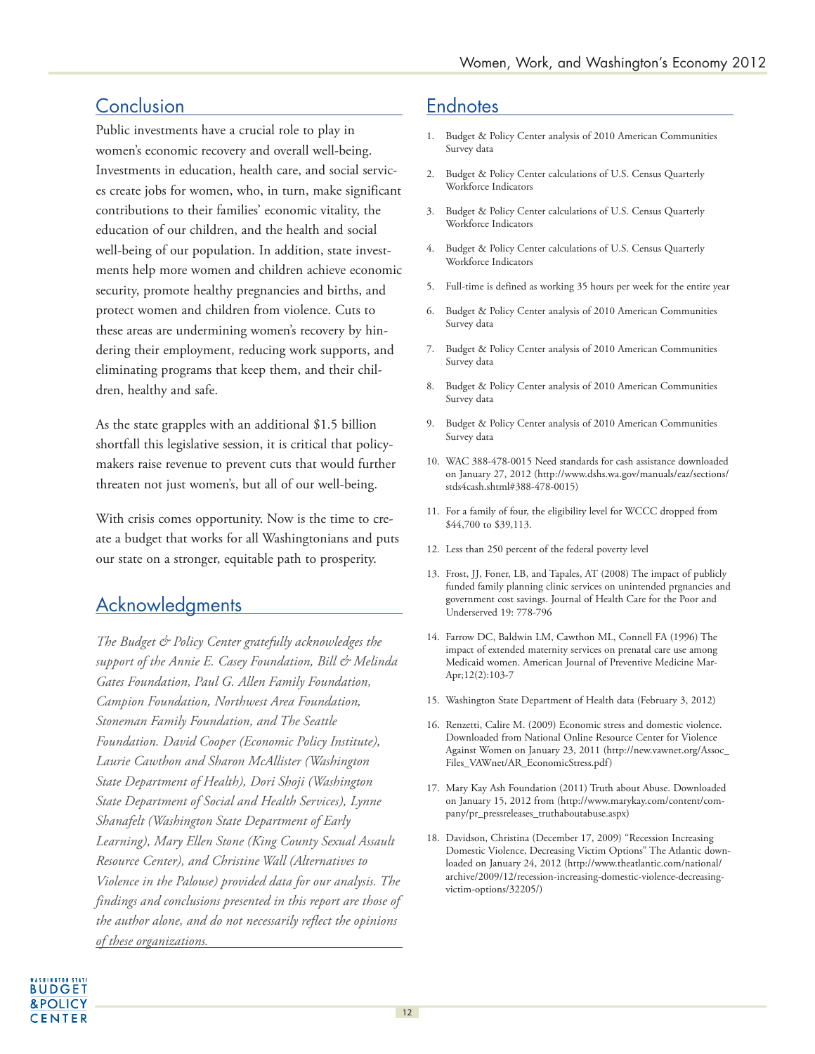## Conclusion

Public investments have a crucial role to play in women's economic recovery and overall well-being. Investments in education, health care, and social services create jobs for women, who, in turn, make significant contributions to their families' economic vitality, the education of our children, and the health and social well-being of our population. In addition, state investments help more women and children achieve economic security, promote healthy pregnancies and births, and protect women and children from violence. Cuts to these areas are undermining women's recovery by hindering their employment, reducing work supports, and eliminating programs that keep them, and their children, healthy and safe.

As the state grapples with an additional $1.5 billion shortfall this legislative session, it is critical that policymakers raise revenue to prevent cuts that would further threaten not just women's, but all of our well-being.

With crisis comes opportunity. Now is the time to create a budget that works for all Washingtonians and puts our state on a stronger, equitable path to prosperity.

## Acknowledgments

*The Budget & Policy Center gratefully acknowledges the support of the Annie E. Casey Foundation, Bill & Melinda Gates Foundation, Paul G. Allen Family Foundation, Campion Foundation, Northwest Area Foundation, Stoneman Family Foundation, and The Seattle Foundation. David Cooper (Economic Policy Institute), Laurie Cawthon and Sharon McAllister (Washington State Department of Health), Dori Shoji (Washington State Department of Social and Health Services), Lynne Shanafelt (Washington State Department of Early Learning), Mary Ellen Stone (King County Sexual Assault Resource Center), and Christine Wall (Alternatives to Violence in the Palouse) provided data for our analysis. The findings and conclusions presented in this report are those of the author alone, and do not necessarily reflect the opinions of these organizations.*

## Endnotes

1. Budget & Policy Center analysis of 2010 American Communities Survey data
2. Budget & Policy Center calculations of U.S. Census Quarterly Workforce Indicators
3. Budget & Policy Center calculations of U.S. Census Quarterly Workforce Indicators
4. Budget & Policy Center calculations of U.S. Census Quarterly Workforce Indicators
5. Full-time is defined as working 35 hours per week for the entire year
6. Budget & Policy Center analysis of 2010 American Communities Survey data
7. Budget & Policy Center analysis of 2010 American Communities Survey data
8. Budget & Policy Center analysis of 2010 American Communities Survey data
9. Budget & Policy Center analysis of 2010 American Communities Survey data
10. WAC 388-478-0015 Need standards for cash assistance downloaded on January 27, 2012 (http://www.dshs.wa.gov/manuals/eaz/sections/stds4cash.shtml#388-478-0015)
11. For a family of four, the eligibility level for WCCC dropped from $44,700 to $39,113.
12. Less than 250 percent of the federal poverty level
13. Frost, JJ, Foner, LB, and Tapales, AT (2008) The impact of publicly funded family planning clinic services on unintended prgnancies and government cost savings. Journal of Health Care for the Poor and Underserved 19: 778-796
14. Farrow DC, Baldwin LM, Cawthon ML, Connell FA (1996) The impact of extended maternity services on prenatal care use among Medicaid women. American Journal of Preventive Medicine Mar-Apr;12(2):103-7
15. Washington State Department of Health data (February 3, 2012)
16. Renzetti, Calire M. (2009) Economic stress and domestic violence. Downloaded from National Online Resource Center for Violence Against Women on January 23, 2011 (http://new.vawnet.org/Assoc_Files_VAWnet/AR_EconomicStress.pdf)
17. Mary Kay Ash Foundation (2011) Truth about Abuse. Downloaded on January 15, 2012 from (http://www.marykay.com/content/company/pr_pressreleases_truthaboutabuse.aspx)
18. Davidson, Christina (December 17, 2009) "Recession Increasing Domestic Violence, Decreasing Victim Options" The Atlantic downloaded on January 24, 2012 (http://www.theatlantic.com/national/archive/2009/12/recession-increasing-domestic-violence-decreasing-victim-options/32205/)